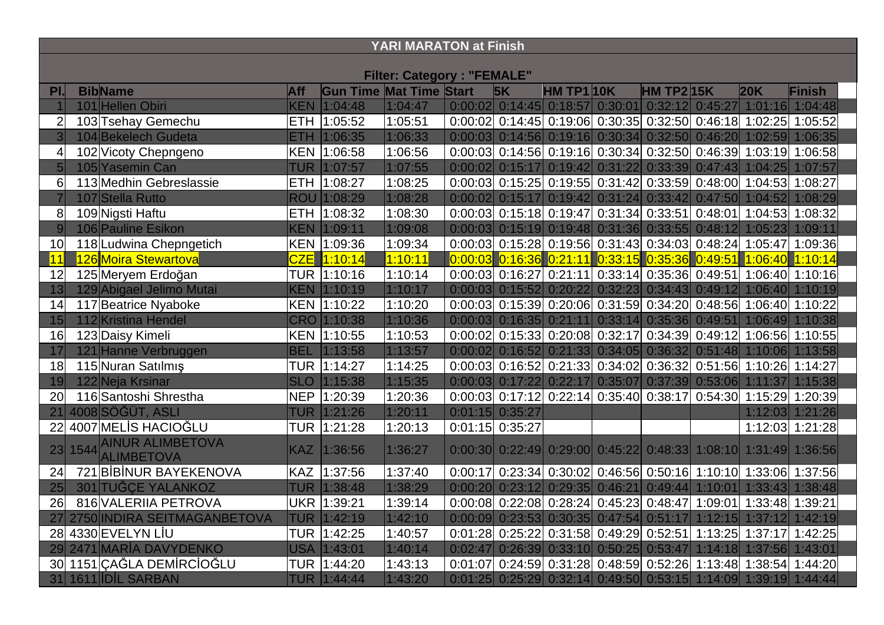# YARI MARATON at Finish

Filter: Category : "FEMALE"

| Pl. | Bib | Name | Aff | Gun Time | Mat Time | Start | 5K | HM TP1 | 10K | HM TP2 | 15K | 20K | Finish |
|---|---|---|---|---|---|---|---|---|---|---|---|---|---|
| 1 | 101 | Hellen Obiri | KEN | 1:04:48 | 1:04:47 | 0:00:02 | 0:14:45 | 0:18:57 | 0:30:01 | 0:32:12 | 0:45:27 | 1:01:16 | 1:04:48 |
| 2 | 103 | Tsehay Gemechu | ETH | 1:05:52 | 1:05:51 | 0:00:02 | 0:14:45 | 0:19:06 | 0:30:35 | 0:32:50 | 0:46:18 | 1:02:25 | 1:05:52 |
| 3 | 104 | Bekelech Gudeta | ETH | 1:06:35 | 1:06:33 | 0:00:03 | 0:14:56 | 0:19:16 | 0:30:34 | 0:32:50 | 0:46:20 | 1:02:59 | 1:06:35 |
| 4 | 102 | Vicoty Chepngeno | KEN | 1:06:58 | 1:06:56 | 0:00:03 | 0:14:56 | 0:19:16 | 0:30:34 | 0:32:50 | 0:46:39 | 1:03:19 | 1:06:58 |
| 5 | 105 | Yasemin Can | TUR | 1:07:57 | 1:07:55 | 0:00:02 | 0:15:17 | 0:19:42 | 0:31:22 | 0:33:39 | 0:47:43 | 1:04:25 | 1:07:57 |
| 6 | 113 | Medhin Gebreslassie | ETH | 1:08:27 | 1:08:25 | 0:00:03 | 0:15:25 | 0:19:55 | 0:31:42 | 0:33:59 | 0:48:00 | 1:04:53 | 1:08:27 |
| 7 | 107 | Stella Rutto | ROU | 1:08:29 | 1:08:28 | 0:00:02 | 0:15:17 | 0:19:42 | 0:31:24 | 0:33:42 | 0:47:50 | 1:04:52 | 1:08:29 |
| 8 | 109 | Nigsti Haftu | ETH | 1:08:32 | 1:08:30 | 0:00:03 | 0:15:18 | 0:19:47 | 0:31:34 | 0:33:51 | 0:48:01 | 1:04:53 | 1:08:32 |
| 9 | 106 | Pauline Esikon | KEN | 1:09:11 | 1:09:08 | 0:00:03 | 0:15:19 | 0:19:48 | 0:31:36 | 0:33:55 | 0:48:12 | 1:05:23 | 1:09:11 |
| 10 | 118 | Ludwina Chepngetich | KEN | 1:09:36 | 1:09:34 | 0:00:03 | 0:15:28 | 0:19:56 | 0:31:43 | 0:34:03 | 0:48:24 | 1:05:47 | 1:09:36 |
| 11 | 126 | Moira Stewartova | CZE | 1:10:14 | 1:10:11 | 0:00:03 | 0:16:36 | 0:21:11 | 0:33:15 | 0:35:36 | 0:49:51 | 1:06:40 | 1:10:14 |
| 12 | 125 | Meryem Erdoğan | TUR | 1:10:16 | 1:10:14 | 0:00:03 | 0:16:27 | 0:21:11 | 0:33:14 | 0:35:36 | 0:49:51 | 1:06:40 | 1:10:16 |
| 13 | 129 | Abigael Jelimo Mutai | KEN | 1:10:19 | 1:10:17 | 0:00:03 | 0:15:52 | 0:20:22 | 0:32:23 | 0:34:43 | 0:49:12 | 1:06:40 | 1:10:19 |
| 14 | 117 | Beatrice Nyaboke | KEN | 1:10:22 | 1:10:20 | 0:00:03 | 0:15:39 | 0:20:06 | 0:31:59 | 0:34:20 | 0:48:56 | 1:06:40 | 1:10:22 |
| 15 | 112 | Kristina Hendel | CRO | 1:10:38 | 1:10:36 | 0:00:03 | 0:16:35 | 0:21:11 | 0:33:14 | 0:35:36 | 0:49:51 | 1:06:49 | 1:10:38 |
| 16 | 123 | Daisy Kimeli | KEN | 1:10:55 | 1:10:53 | 0:00:02 | 0:15:33 | 0:20:08 | 0:32:17 | 0:34:39 | 0:49:12 | 1:06:56 | 1:10:55 |
| 17 | 121 | Hanne Verbruggen | BEL | 1:13:58 | 1:13:57 | 0:00:02 | 0:16:52 | 0:21:33 | 0:34:05 | 0:36:32 | 0:51:48 | 1:10:06 | 1:13:58 |
| 18 | 115 | Nuran Satılmış | TUR | 1:14:27 | 1:14:25 | 0:00:03 | 0:16:52 | 0:21:33 | 0:34:02 | 0:36:32 | 0:51:56 | 1:10:26 | 1:14:27 |
| 19 | 122 | Neja Krsinar | SLO | 1:15:38 | 1:15:35 | 0:00:03 | 0:17:22 | 0:22:17 | 0:35:07 | 0:37:39 | 0:53:06 | 1:11:37 | 1:15:38 |
| 20 | 116 | Santoshi Shrestha | NEP | 1:20:39 | 1:20:36 | 0:00:03 | 0:17:12 | 0:22:14 | 0:35:40 | 0:38:17 | 0:54:30 | 1:15:29 | 1:20:39 |
| 21 | 4008 | SÖĞÜT, ASLI | TUR | 1:21:26 | 1:20:11 | 0:01:15 | 0:35:27 | | | | | 1:12:03 | 1:21:26 |
| 22 | 4007 | MELİS HACIOĞLU | TUR | 1:21:28 | 1:20:13 | 0:01:15 | 0:35:27 | | | | | 1:12:03 | 1:21:28 |
| 23 | 1544 | AINUR ALIMBETOVA ALIMBETOVA | KAZ | 1:36:56 | 1:36:27 | 0:00:30 | 0:22:49 | 0:29:00 | 0:45:22 | 0:48:33 | 1:08:10 | 1:31:49 | 1:36:56 |
| 24 | 721 | BİBİNUR BAYEKENOVA | KAZ | 1:37:56 | 1:37:40 | 0:00:17 | 0:23:34 | 0:30:02 | 0:46:56 | 0:50:16 | 1:10:10 | 1:33:06 | 1:37:56 |
| 25 | 301 | TUĞÇE YALANKOZ | TUR | 1:38:48 | 1:38:29 | 0:00:20 | 0:23:12 | 0:29:35 | 0:46:21 | 0:49:44 | 1:10:01 | 1:33:43 | 1:38:48 |
| 26 | 816 | VALERIIA PETROVA | UKR | 1:39:21 | 1:39:14 | 0:00:08 | 0:22:08 | 0:28:24 | 0:45:23 | 0:48:47 | 1:09:01 | 1:33:48 | 1:39:21 |
| 27 | 2750 | INDIRA SEITMAGANBETOVA | TUR | 1:42:19 | 1:42:10 | 0:00:09 | 0:23:53 | 0:30:35 | 0:47:54 | 0:51:17 | 1:12:15 | 1:37:12 | 1:42:19 |
| 28 | 4330 | EVELYN LİU | TUR | 1:42:25 | 1:40:57 | 0:01:28 | 0:25:22 | 0:31:58 | 0:49:29 | 0:52:51 | 1:13:25 | 1:37:17 | 1:42:25 |
| 29 | 2471 | MARİA DAVYDENKO | USA | 1:43:01 | 1:40:14 | 0:02:47 | 0:26:39 | 0:33:10 | 0:50:25 | 0:53:47 | 1:14:18 | 1:37:56 | 1:43:01 |
| 30 | 1151 | ÇAĞLA DEMİRCİOĞLU | TUR | 1:44:20 | 1:43:13 | 0:01:07 | 0:24:59 | 0:31:28 | 0:48:59 | 0:52:26 | 1:13:48 | 1:38:54 | 1:44:20 |
| 31 | 1611 | İDİL SARBAN | TUR | 1:44:44 | 1:43:20 | 0:01:25 | 0:25:29 | 0:32:14 | 0:49:50 | 0:53:15 | 1:14:09 | 1:39:19 | 1:44:44 |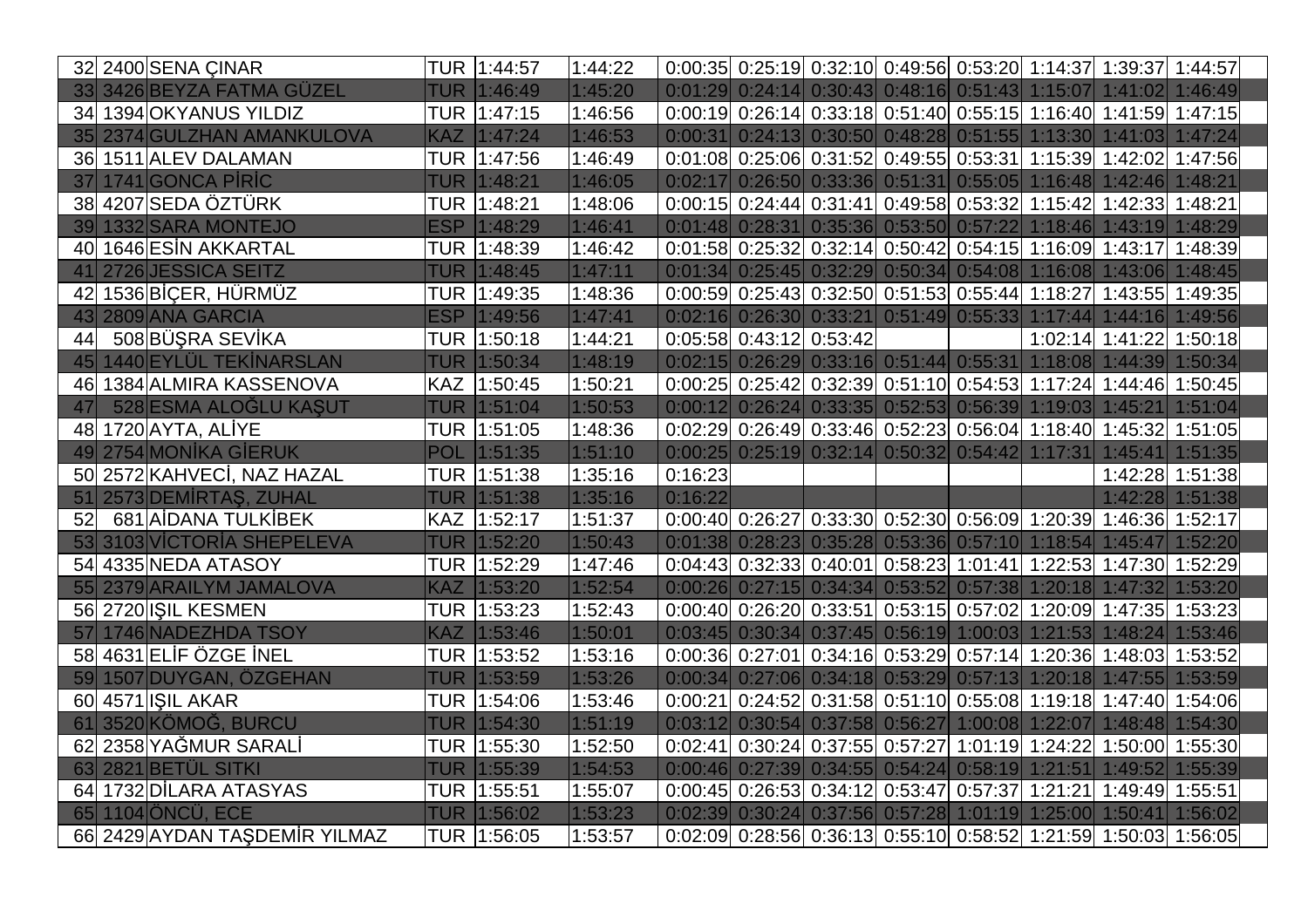| | | | | | | | | | | | | | | |
|---|---|---|---|---|---|---|---|---|---|---|---|---|---|---|
| 32 | 2400 | SENA ÇINAR | TUR | 1:44:57 | 1:44:22 | 0:00:35 | 0:25:19 | 0:32:10 | 0:49:56 | 0:53:20 | 1:14:37 | 1:39:37 | 1:44:57 | |
| 33 | 3426 | BEYZA FATMA GÜZEL | TUR | 1:46:49 | 1:45:20 | 0:01:29 | 0:24:14 | 0:30:43 | 0:48:16 | 0:51:43 | 1:15:07 | 1:41:02 | 1:46:49 | |
| 34 | 1394 | OKYANUS YILDIZ | TUR | 1:47:15 | 1:46:56 | 0:00:19 | 0:26:14 | 0:33:18 | 0:51:40 | 0:55:15 | 1:16:40 | 1:41:59 | 1:47:15 | |
| 35 | 2374 | GULZHAN AMANKULOVA | KAZ | 1:47:24 | 1:46:53 | 0:00:31 | 0:24:13 | 0:30:50 | 0:48:28 | 0:51:55 | 1:13:30 | 1:41:03 | 1:47:24 | |
| 36 | 1511 | ALEV DALAMAN | TUR | 1:47:56 | 1:46:49 | 0:01:08 | 0:25:06 | 0:31:52 | 0:49:55 | 0:53:31 | 1:15:39 | 1:42:02 | 1:47:56 | |
| 37 | 1741 | GONCA PİRİC | TUR | 1:48:21 | 1:46:05 | 0:02:17 | 0:26:50 | 0:33:36 | 0:51:31 | 0:55:05 | 1:16:48 | 1:42:46 | 1:48:21 | |
| 38 | 4207 | SEDA ÖZTÜRK | TUR | 1:48:21 | 1:48:06 | 0:00:15 | 0:24:44 | 0:31:41 | 0:49:58 | 0:53:32 | 1:15:42 | 1:42:33 | 1:48:21 | |
| 39 | 1332 | SARA MONTEJO | ESP | 1:48:29 | 1:46:41 | 0:01:48 | 0:28:31 | 0:35:36 | 0:53:50 | 0:57:22 | 1:18:46 | 1:43:19 | 1:48:29 | |
| 40 | 1646 | ESİN AKKARTAL | TUR | 1:48:39 | 1:46:42 | 0:01:58 | 0:25:32 | 0:32:14 | 0:50:42 | 0:54:15 | 1:16:09 | 1:43:17 | 1:48:39 | |
| 41 | 2726 | JESSICA SEITZ | TUR | 1:48:45 | 1:47:11 | 0:01:34 | 0:25:45 | 0:32:29 | 0:50:34 | 0:54:08 | 1:16:08 | 1:43:06 | 1:48:45 | |
| 42 | 1536 | BİÇER, HÜRMÜZ | TUR | 1:49:35 | 1:48:36 | 0:00:59 | 0:25:43 | 0:32:50 | 0:51:53 | 0:55:44 | 1:18:27 | 1:43:55 | 1:49:35 | |
| 43 | 2809 | ANA GARCIA | ESP | 1:49:56 | 1:47:41 | 0:02:16 | 0:26:30 | 0:33:21 | 0:51:49 | 0:55:33 | 1:17:44 | 1:44:16 | 1:49:56 | |
| 44 | 508 | BÜŞRA SEVİKA | TUR | 1:50:18 | 1:44:21 | 0:05:58 | 0:43:12 | 0:53:42 | | | 1:02:14 | 1:41:22 | 1:50:18 | |
| 45 | 1440 | EYLÜL TEKİNARSLAN | TUR | 1:50:34 | 1:48:19 | 0:02:15 | 0:26:29 | 0:33:16 | 0:51:44 | 0:55:31 | 1:18:08 | 1:44:39 | 1:50:34 | |
| 46 | 1384 | ALMIRA KASSENOVA | KAZ | 1:50:45 | 1:50:21 | 0:00:25 | 0:25:42 | 0:32:39 | 0:51:10 | 0:54:53 | 1:17:24 | 1:44:46 | 1:50:45 | |
| 47 | 528 | ESMA ALOĞLU KAŞUT | TUR | 1:51:04 | 1:50:53 | 0:00:12 | 0:26:24 | 0:33:35 | 0:52:53 | 0:56:39 | 1:19:03 | 1:45:21 | 1:51:04 | |
| 48 | 1720 | AYTA, ALİYE | TUR | 1:51:05 | 1:48:36 | 0:02:29 | 0:26:49 | 0:33:46 | 0:52:23 | 0:56:04 | 1:18:40 | 1:45:32 | 1:51:05 | |
| 49 | 2754 | MONİKA GİERUK | POL | 1:51:35 | 1:51:10 | 0:00:25 | 0:25:19 | 0:32:14 | 0:50:32 | 0:54:42 | 1:17:31 | 1:45:41 | 1:51:35 | |
| 50 | 2572 | KAHVECİ, NAZ HAZAL | TUR | 1:51:38 | 1:35:16 | 0:16:23 | | | | | | 1:42:28 | 1:51:38 | |
| 51 | 2573 | DEMİRTAŞ, ZUHAL | TUR | 1:51:38 | 1:35:16 | 0:16:22 | | | | | | 1:42:28 | 1:51:38 | |
| 52 | 681 | AİDANA TULKİBEK | KAZ | 1:52:17 | 1:51:37 | 0:00:40 | 0:26:27 | 0:33:30 | 0:52:30 | 0:56:09 | 1:20:39 | 1:46:36 | 1:52:17 | |
| 53 | 3103 | VİCTORİA SHEPELEVA | TUR | 1:52:20 | 1:50:43 | 0:01:38 | 0:28:23 | 0:35:28 | 0:53:36 | 0:57:10 | 1:18:54 | 1:45:47 | 1:52:20 | |
| 54 | 4335 | NEDA ATASOY | TUR | 1:52:29 | 1:47:46 | 0:04:43 | 0:32:33 | 0:40:01 | 0:58:23 | 1:01:41 | 1:22:53 | 1:47:30 | 1:52:29 | |
| 55 | 2379 | ARAILYM JAMALOVA | KAZ | 1:53:20 | 1:52:54 | 0:00:26 | 0:27:15 | 0:34:34 | 0:53:52 | 0:57:38 | 1:20:18 | 1:47:32 | 1:53:20 | |
| 56 | 2720 | IŞIL KESMEN | TUR | 1:53:23 | 1:52:43 | 0:00:40 | 0:26:20 | 0:33:51 | 0:53:15 | 0:57:02 | 1:20:09 | 1:47:35 | 1:53:23 | |
| 57 | 1746 | NADEZHDA TSOY | KAZ | 1:53:46 | 1:50:01 | 0:03:45 | 0:30:34 | 0:37:45 | 0:56:19 | 1:00:03 | 1:21:53 | 1:48:24 | 1:53:46 | |
| 58 | 4631 | ELİF ÖZGE İNEL | TUR | 1:53:52 | 1:53:16 | 0:00:36 | 0:27:01 | 0:34:16 | 0:53:29 | 0:57:14 | 1:20:36 | 1:48:03 | 1:53:52 | |
| 59 | 1507 | DUYGAN, ÖZGEHAN | TUR | 1:53:59 | 1:53:26 | 0:00:34 | 0:27:06 | 0:34:18 | 0:53:29 | 0:57:13 | 1:20:18 | 1:47:55 | 1:53:59 | |
| 60 | 4571 | IŞIL AKAR | TUR | 1:54:06 | 1:53:46 | 0:00:21 | 0:24:52 | 0:31:58 | 0:51:10 | 0:55:08 | 1:19:18 | 1:47:40 | 1:54:06 | |
| 61 | 3520 | KÖMOĞ, BURCU | TUR | 1:54:30 | 1:51:19 | 0:03:12 | 0:30:54 | 0:37:58 | 0:56:27 | 1:00:08 | 1:22:07 | 1:48:48 | 1:54:30 | |
| 62 | 2358 | YAĞMUR SARALİ | TUR | 1:55:30 | 1:52:50 | 0:02:41 | 0:30:24 | 0:37:55 | 0:57:27 | 1:01:19 | 1:24:22 | 1:50:00 | 1:55:30 | |
| 63 | 2821 | BETÜL SITKI | TUR | 1:55:39 | 1:54:53 | 0:00:46 | 0:27:39 | 0:34:55 | 0:54:24 | 0:58:19 | 1:21:51 | 1:49:52 | 1:55:39 | |
| 64 | 1732 | DİLARA ATASYAS | TUR | 1:55:51 | 1:55:07 | 0:00:45 | 0:26:53 | 0:34:12 | 0:53:47 | 0:57:37 | 1:21:21 | 1:49:49 | 1:55:51 | |
| 65 | 1104 | ÖNCÜ, ECE | TUR | 1:56:02 | 1:53:23 | 0:02:39 | 0:30:24 | 0:37:56 | 0:57:28 | 1:01:19 | 1:25:00 | 1:50:41 | 1:56:02 | |
| 66 | 2429 | AYDAN TAŞDEMİR YILMAZ | TUR | 1:56:05 | 1:53:57 | 0:02:09 | 0:28:56 | 0:36:13 | 0:55:10 | 0:58:52 | 1:21:59 | 1:50:03 | 1:56:05 | |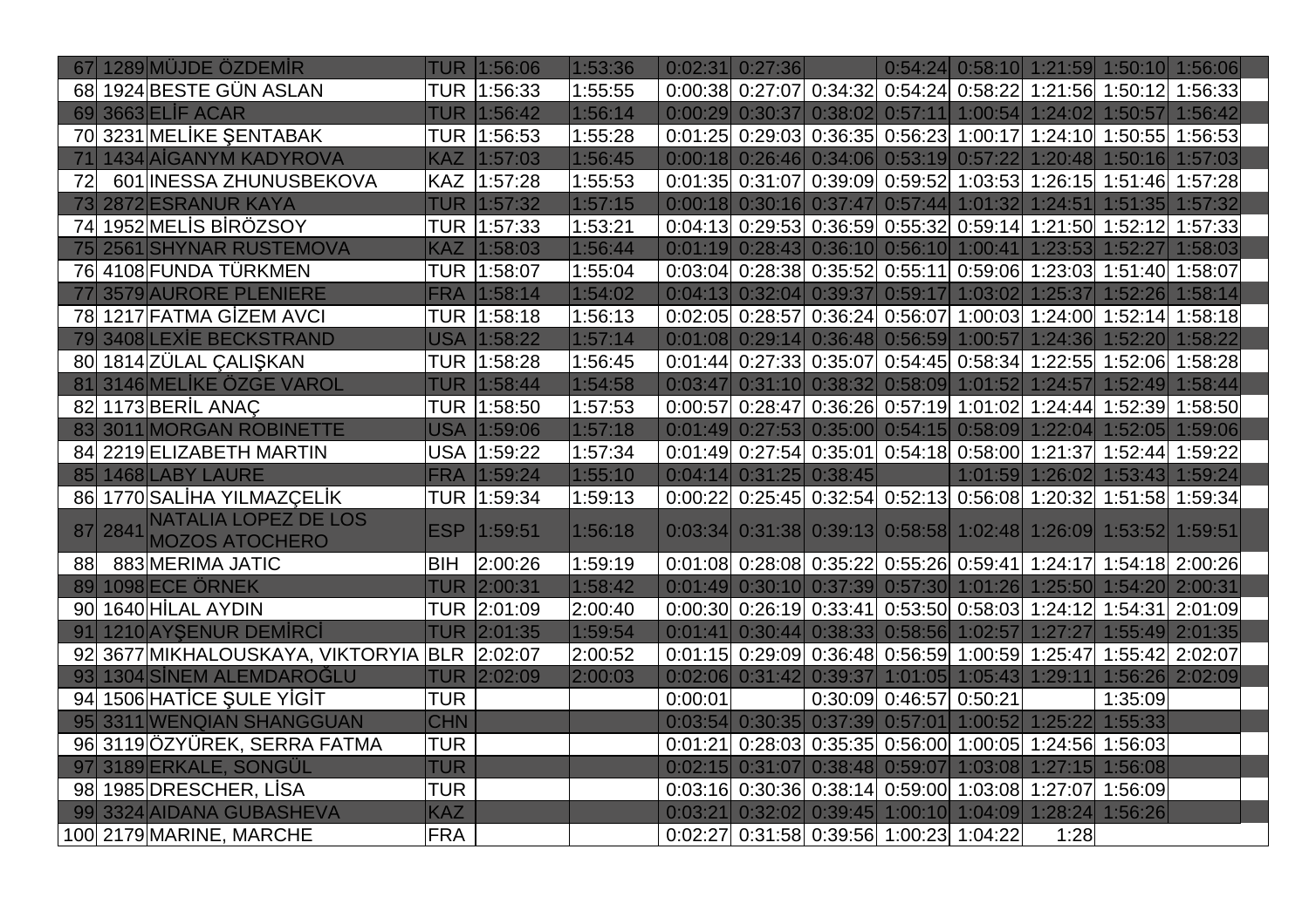| | | | | | | | | | | | | | |
|---|---|---|---|---|---|---|---|---|---|---|---|---|---|
| 67 | 1289 | MÜJDE ÖZDEMİR | TUR | 1:56:06 | 1:53:36 | 0:02:31 | 0:27:36 | | 0:54:24 | 0:58:10 | 1:21:59 | 1:50:10 | 1:56:06 |
| 68 | 1924 | BESTE GÜN ASLAN | TUR | 1:56:33 | 1:55:55 | 0:00:38 | 0:27:07 | 0:34:32 | 0:54:24 | 0:58:22 | 1:21:56 | 1:50:12 | 1:56:33 |
| 69 | 3663 | ELİF ACAR | TUR | 1:56:42 | 1:56:14 | 0:00:29 | 0:30:37 | 0:38:02 | 0:57:11 | 1:00:54 | 1:24:02 | 1:50:57 | 1:56:42 |
| 70 | 3231 | MELİKE ŞENTABAK | TUR | 1:56:53 | 1:55:28 | 0:01:25 | 0:29:03 | 0:36:35 | 0:56:23 | 1:00:17 | 1:24:10 | 1:50:55 | 1:56:53 |
| 71 | 1434 | AİGANYM KADYROVA | KAZ | 1:57:03 | 1:56:45 | 0:00:18 | 0:26:46 | 0:34:06 | 0:53:19 | 0:57:22 | 1:20:48 | 1:50:16 | 1:57:03 |
| 72 | 601 | INESSA ZHUNUSBEKOVA | KAZ | 1:57:28 | 1:55:53 | 0:01:35 | 0:31:07 | 0:39:09 | 0:59:52 | 1:03:53 | 1:26:15 | 1:51:46 | 1:57:28 |
| 73 | 2872 | ESRANUR KAYA | TUR | 1:57:32 | 1:57:15 | 0:00:18 | 0:30:16 | 0:37:47 | 0:57:44 | 1:01:32 | 1:24:51 | 1:51:35 | 1:57:32 |
| 74 | 1952 | MELİS BİRÖZSOY | TUR | 1:57:33 | 1:53:21 | 0:04:13 | 0:29:53 | 0:36:59 | 0:55:32 | 0:59:14 | 1:21:50 | 1:52:12 | 1:57:33 |
| 75 | 2561 | SHYNAR RUSTEMOVA | KAZ | 1:58:03 | 1:56:44 | 0:01:19 | 0:28:43 | 0:36:10 | 0:56:10 | 1:00:41 | 1:23:53 | 1:52:27 | 1:58:03 |
| 76 | 4108 | FUNDA TÜRKMEN | TUR | 1:58:07 | 1:55:04 | 0:03:04 | 0:28:38 | 0:35:52 | 0:55:11 | 0:59:06 | 1:23:03 | 1:51:40 | 1:58:07 |
| 77 | 3579 | AURORE PLENIERE | FRA | 1:58:14 | 1:54:02 | 0:04:13 | 0:32:04 | 0:39:37 | 0:59:17 | 1:03:02 | 1:25:37 | 1:52:26 | 1:58:14 |
| 78 | 1217 | FATMA GİZEM AVCI | TUR | 1:58:18 | 1:56:13 | 0:02:05 | 0:28:57 | 0:36:24 | 0:56:07 | 1:00:03 | 1:24:00 | 1:52:14 | 1:58:18 |
| 79 | 3408 | LEXİE BECKSTRAND | USA | 1:58:22 | 1:57:14 | 0:01:08 | 0:29:14 | 0:36:48 | 0:56:59 | 1:00:57 | 1:24:36 | 1:52:20 | 1:58:22 |
| 80 | 1814 | ZÜLAL ÇALIŞKAN | TUR | 1:58:28 | 1:56:45 | 0:01:44 | 0:27:33 | 0:35:07 | 0:54:45 | 0:58:34 | 1:22:55 | 1:52:06 | 1:58:28 |
| 81 | 3146 | MELİKE ÖZGE VAROL | TUR | 1:58:44 | 1:54:58 | 0:03:47 | 0:31:10 | 0:38:32 | 0:58:09 | 1:01:52 | 1:24:57 | 1:52:49 | 1:58:44 |
| 82 | 1173 | BERİL ANAÇ | TUR | 1:58:50 | 1:57:53 | 0:00:57 | 0:28:47 | 0:36:26 | 0:57:19 | 1:01:02 | 1:24:44 | 1:52:39 | 1:58:50 |
| 83 | 3011 | MORGAN ROBINETTE | USA | 1:59:06 | 1:57:18 | 0:01:49 | 0:27:53 | 0:35:00 | 0:54:15 | 0:58:09 | 1:22:04 | 1:52:05 | 1:59:06 |
| 84 | 2219 | ELIZABETH MARTIN | USA | 1:59:22 | 1:57:34 | 0:01:49 | 0:27:54 | 0:35:01 | 0:54:18 | 0:58:00 | 1:21:37 | 1:52:44 | 1:59:22 |
| 85 | 1468 | LABY LAURE | FRA | 1:59:24 | 1:55:10 | 0:04:14 | 0:31:25 | 0:38:45 | | 1:01:59 | 1:26:02 | 1:53:43 | 1:59:24 |
| 86 | 1770 | SALİHA YILMAZÇELİK | TUR | 1:59:34 | 1:59:13 | 0:00:22 | 0:25:45 | 0:32:54 | 0:52:13 | 0:56:08 | 1:20:32 | 1:51:58 | 1:59:34 |
| 87 | 2841 | NATALIA LOPEZ DE LOS MOZOS ATOCHERO | ESP | 1:59:51 | 1:56:18 | 0:03:34 | 0:31:38 | 0:39:13 | 0:58:58 | 1:02:48 | 1:26:09 | 1:53:52 | 1:59:51 |
| 88 | 883 | MERIMA JATIC | BIH | 2:00:26 | 1:59:19 | 0:01:08 | 0:28:08 | 0:35:22 | 0:55:26 | 0:59:41 | 1:24:17 | 1:54:18 | 2:00:26 |
| 89 | 1098 | ECE ÖRNEK | TUR | 2:00:31 | 1:58:42 | 0:01:49 | 0:30:10 | 0:37:39 | 0:57:30 | 1:01:26 | 1:25:50 | 1:54:20 | 2:00:31 |
| 90 | 1640 | HİLAL AYDIN | TUR | 2:01:09 | 2:00:40 | 0:00:30 | 0:26:19 | 0:33:41 | 0:53:50 | 0:58:03 | 1:24:12 | 1:54:31 | 2:01:09 |
| 91 | 1210 | AYŞENUR DEMİRCİ | TUR | 2:01:35 | 1:59:54 | 0:01:41 | 0:30:44 | 0:38:33 | 0:58:56 | 1:02:57 | 1:27:27 | 1:55:49 | 2:01:35 |
| 92 | 3677 | MIKHALOUSKAYA, VIKTORYIA | BLR | 2:02:07 | 2:00:52 | 0:01:15 | 0:29:09 | 0:36:48 | 0:56:59 | 1:00:59 | 1:25:47 | 1:55:42 | 2:02:07 |
| 93 | 1304 | SİNEM ALEMDAROĞLU | TUR | 2:02:09 | 2:00:03 | 0:02:06 | 0:31:42 | 0:39:37 | 1:01:05 | 1:05:43 | 1:29:11 | 1:56:26 | 2:02:09 |
| 94 | 1506 | HATİCE ŞULE YİĞİT | TUR | | | 0:00:01 | | 0:30:09 | 0:46:57 | 0:50:21 | | 1:35:09 | |
| 95 | 3311 | WENQIAN SHANGGUAN | CHN | | | 0:03:54 | 0:30:35 | 0:37:39 | 0:57:01 | 1:00:52 | 1:25:22 | 1:55:33 | |
| 96 | 3119 | ÖZYÜREK, SERRA FATMA | TUR | | | 0:01:21 | 0:28:03 | 0:35:35 | 0:56:00 | 1:00:05 | 1:24:56 | 1:56:03 | |
| 97 | 3189 | ERKALE, SONGÜL | TUR | | | 0:02:15 | 0:31:07 | 0:38:48 | 0:59:07 | 1:03:08 | 1:27:15 | 1:56:08 | |
| 98 | 1985 | DRESCHER, LİSA | TUR | | | 0:03:16 | 0:30:36 | 0:38:14 | 0:59:00 | 1:03:08 | 1:27:07 | 1:56:09 | |
| 99 | 3324 | AIDANA GUBASHEVA | KAZ | | | 0:03:21 | 0:32:02 | 0:39:45 | 1:00:10 | 1:04:09 | 1:28:24 | 1:56:26 | |
| 100 | 2179 | MARINE, MARCHE | FRA | | | 0:02:27 | 0:31:58 | 0:39:56 | 1:00:23 | 1:04:22 | 1:28 | | |